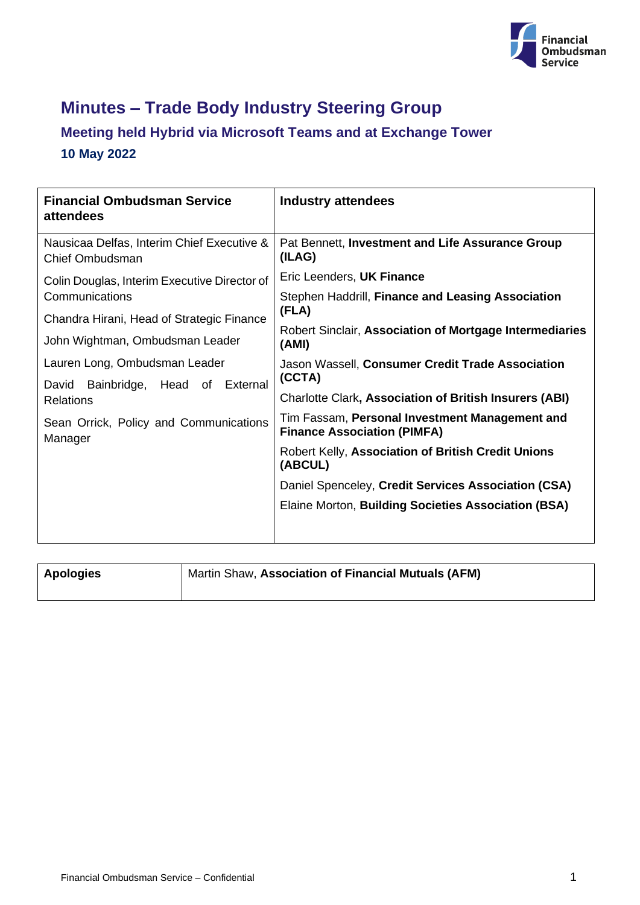# Minutes – Trade Body Industry Steering Group

## Meeting held Hybrid via Microsoft Teams and at Exchange Tower

### 10 May 2022

| Financial Ombudsman Service attendees | Industry attendees |
|---|---|
| Nausicaa Delfas, Interim Chief Executive & Chief Ombudsman | Pat Bennett, **Investment and Life Assurance Group (ILAG)** |
| Colin Douglas, Interim Executive Director of Communications | Eric Leenders, **UK Finance** |
| Chandra Hirani, Head of Strategic Finance | Stephen Haddrill, **Finance and Leasing Association (FLA)** |
| John Wightman, Ombudsman Leader | Robert Sinclair, **Association of Mortgage Intermediaries (AMI)** |
| Lauren Long, Ombudsman Leader | Jason Wassell, **Consumer Credit Trade Association (CCTA)** |
| David Bainbridge, Head of External Relations | Charlotte Clark**, Association of British Insurers (ABI)** |
| Sean Orrick, Policy and Communications Manager | Tim Fassam, **Personal Investment Management and Finance Association (PIMFA)** |
| | Robert Kelly, **Association of British Credit Unions (ABCUL)** |
| | Daniel Spenceley, **Credit Services Association (CSA)** |
| | Elaine Morton, **Building Societies Association (BSA)** |

| Apologies | Martin Shaw, **Association of Financial Mutuals (AFM)** |
|---|---|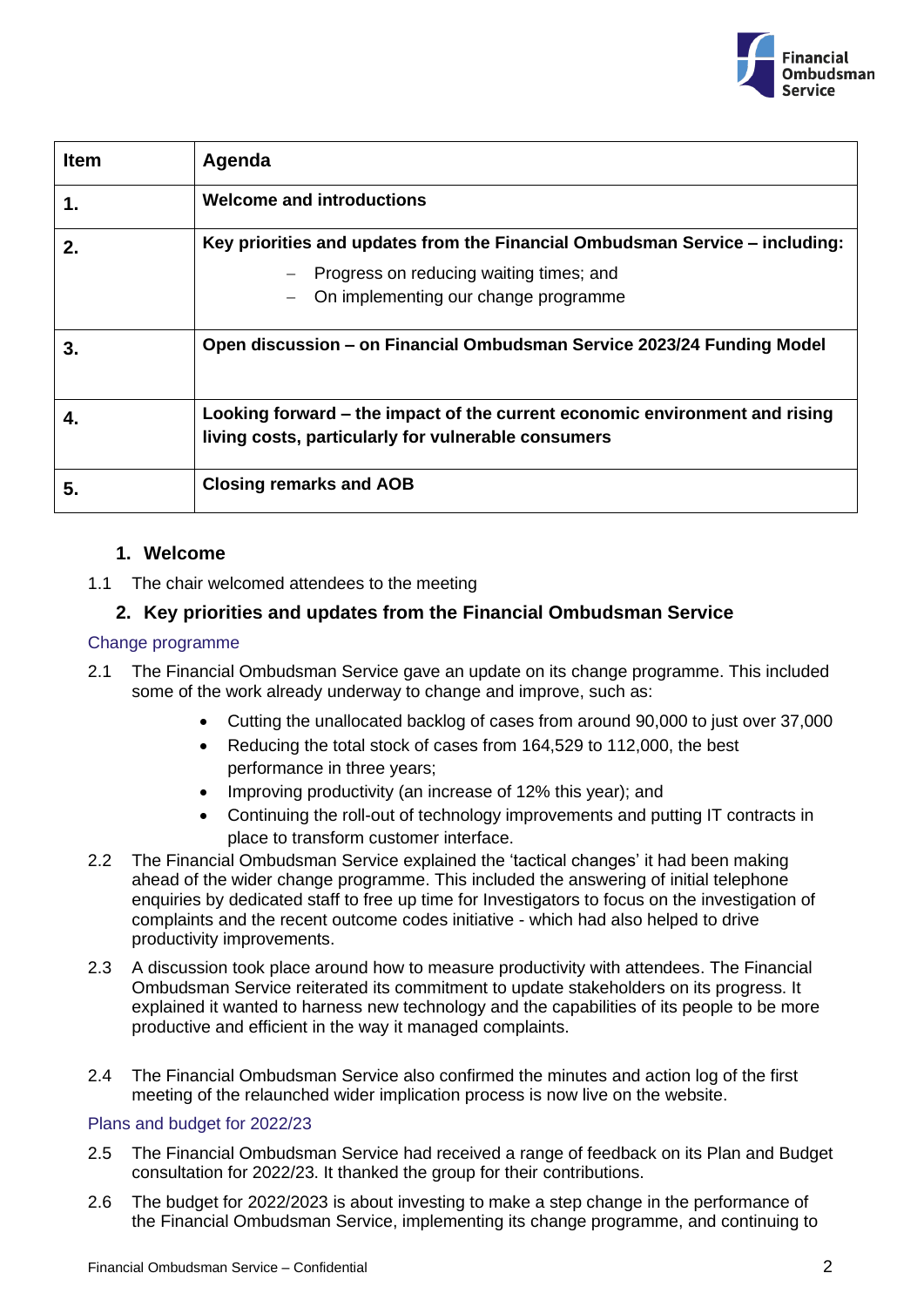| Item | Agenda |
|---|---|
| **1.** | **Welcome and introductions** |
| **2.** | **Key priorities and updates from the Financial Ombudsman Service – including:** <br> – Progress on reducing waiting times; and <br> – On implementing our change programme |
| **3.** | **Open discussion – on Financial Ombudsman Service 2023/24 Funding Model** |
| **4.** | **Looking forward – the impact of the current economic environment and rising living costs, particularly for vulnerable consumers** |
| **5.** | **Closing remarks and AOB** |

## 1. Welcome

1.1 The chair welcomed attendees to the meeting

## 2. Key priorities and updates from the Financial Ombudsman Service

### Change programme

2.1 The Financial Ombudsman Service gave an update on its change programme. This included some of the work already underway to change and improve, such as:

- Cutting the unallocated backlog of cases from around 90,000 to just over 37,000
- Reducing the total stock of cases from 164,529 to 112,000, the best performance in three years;
- Improving productivity (an increase of 12% this year); and
- Continuing the roll-out of technology improvements and putting IT contracts in place to transform customer interface.

2.2 The Financial Ombudsman Service explained the 'tactical changes' it had been making ahead of the wider change programme. This included the answering of initial telephone enquiries by dedicated staff to free up time for Investigators to focus on the investigation of complaints and the recent outcome codes initiative - which had also helped to drive productivity improvements.

2.3 A discussion took place around how to measure productivity with attendees. The Financial Ombudsman Service reiterated its commitment to update stakeholders on its progress. It explained it wanted to harness new technology and the capabilities of its people to be more productive and efficient in the way it managed complaints.

2.4 The Financial Ombudsman Service also confirmed the minutes and action log of the first meeting of the relaunched wider implication process is now live on the website.

### Plans and budget for 2022/23

2.5 The Financial Ombudsman Service had received a range of feedback on its Plan and Budget consultation for 2022/23. It thanked the group for their contributions.

2.6 The budget for 2022/2023 is about investing to make a step change in the performance of the Financial Ombudsman Service, implementing its change programme, and continuing to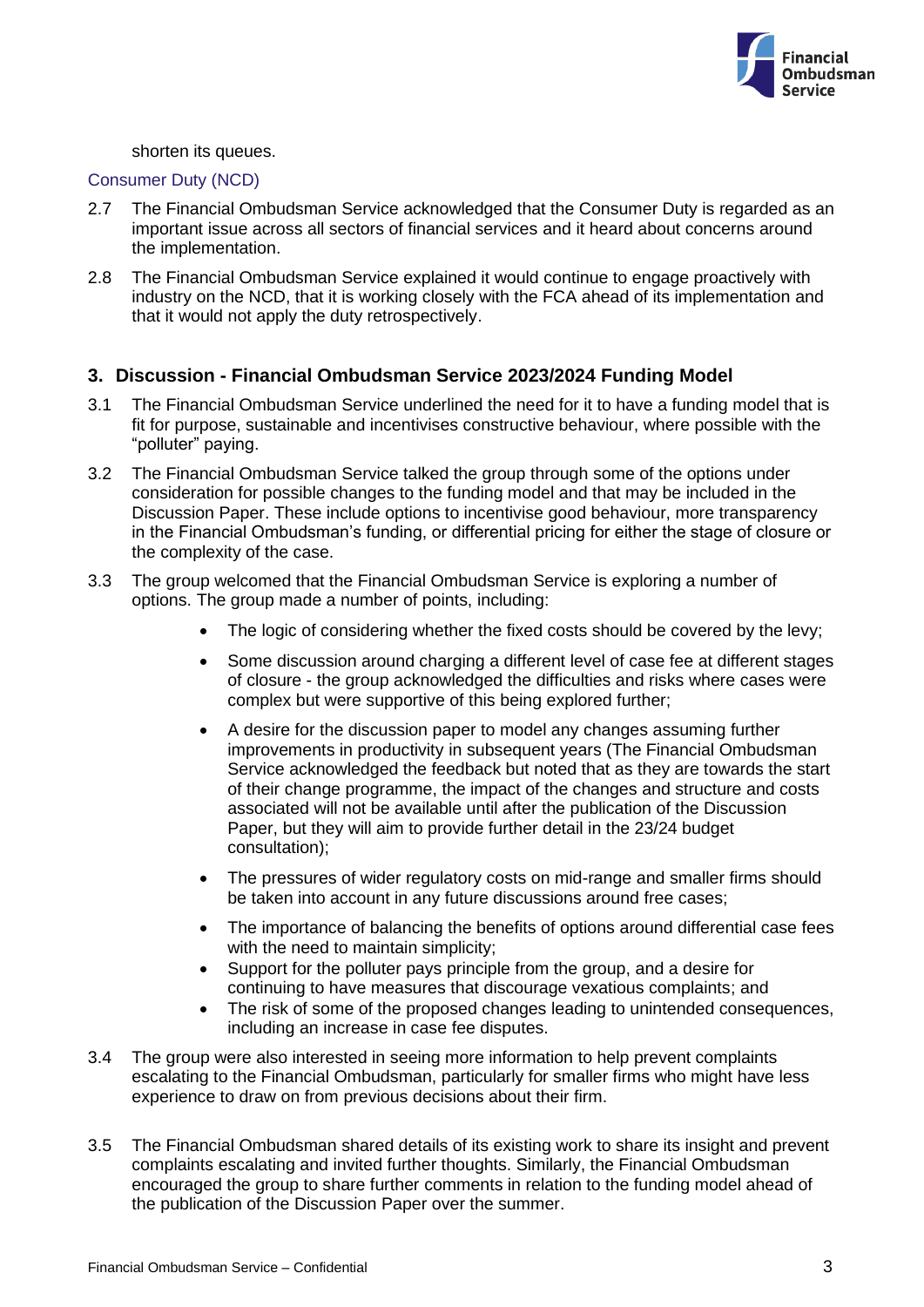shorten its queues.

### Consumer Duty (NCD)

2.7 The Financial Ombudsman Service acknowledged that the Consumer Duty is regarded as an important issue across all sectors of financial services and it heard about concerns around the implementation.

2.8 The Financial Ombudsman Service explained it would continue to engage proactively with industry on the NCD, that it is working closely with the FCA ahead of its implementation and that it would not apply the duty retrospectively.

## 3. Discussion - Financial Ombudsman Service 2023/2024 Funding Model

3.1 The Financial Ombudsman Service underlined the need for it to have a funding model that is fit for purpose, sustainable and incentivises constructive behaviour, where possible with the "polluter" paying.

3.2 The Financial Ombudsman Service talked the group through some of the options under consideration for possible changes to the funding model and that may be included in the Discussion Paper. These include options to incentivise good behaviour, more transparency in the Financial Ombudsman's funding, or differential pricing for either the stage of closure or the complexity of the case.

3.3 The group welcomed that the Financial Ombudsman Service is exploring a number of options. The group made a number of points, including:

- The logic of considering whether the fixed costs should be covered by the levy;
- Some discussion around charging a different level of case fee at different stages of closure - the group acknowledged the difficulties and risks where cases were complex but were supportive of this being explored further;
- A desire for the discussion paper to model any changes assuming further improvements in productivity in subsequent years (The Financial Ombudsman Service acknowledged the feedback but noted that as they are towards the start of their change programme, the impact of the changes and structure and costs associated will not be available until after the publication of the Discussion Paper, but they will aim to provide further detail in the 23/24 budget consultation);
- The pressures of wider regulatory costs on mid-range and smaller firms should be taken into account in any future discussions around free cases;
- The importance of balancing the benefits of options around differential case fees with the need to maintain simplicity;
- Support for the polluter pays principle from the group, and a desire for continuing to have measures that discourage vexatious complaints; and
- The risk of some of the proposed changes leading to unintended consequences, including an increase in case fee disputes.

3.4 The group were also interested in seeing more information to help prevent complaints escalating to the Financial Ombudsman, particularly for smaller firms who might have less experience to draw on from previous decisions about their firm.

3.5 The Financial Ombudsman shared details of its existing work to share its insight and prevent complaints escalating and invited further thoughts. Similarly, the Financial Ombudsman encouraged the group to share further comments in relation to the funding model ahead of the publication of the Discussion Paper over the summer.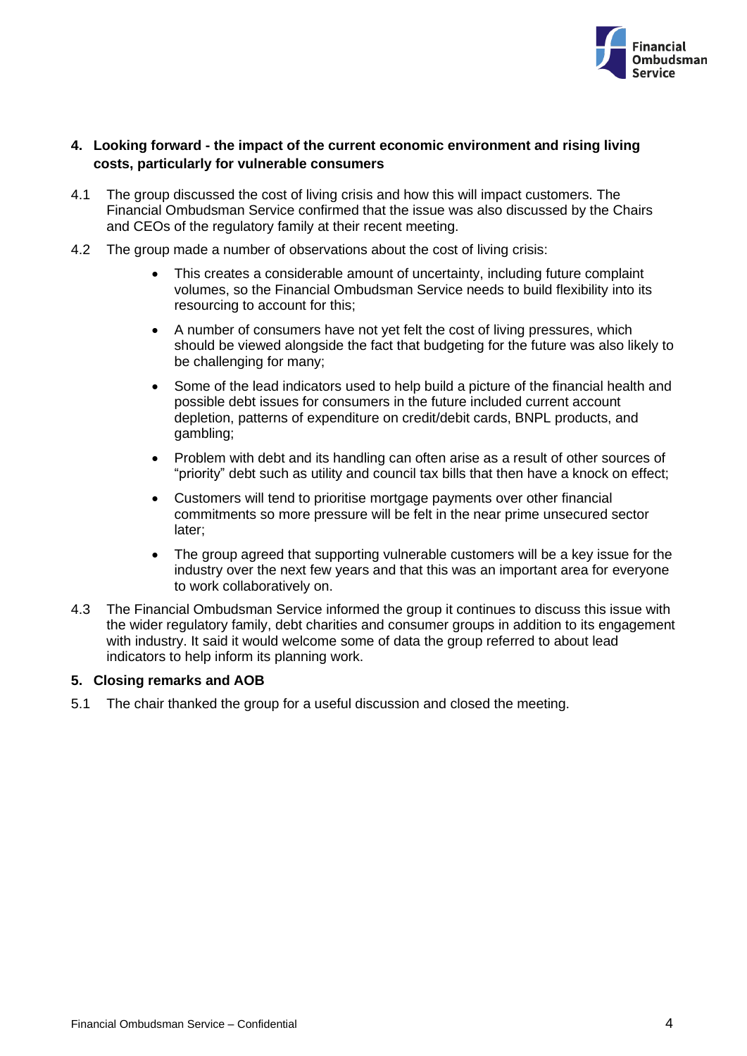## 4. Looking forward - the impact of the current economic environment and rising living costs, particularly for vulnerable consumers

4.1 The group discussed the cost of living crisis and how this will impact customers. The Financial Ombudsman Service confirmed that the issue was also discussed by the Chairs and CEOs of the regulatory family at their recent meeting.

4.2 The group made a number of observations about the cost of living crisis:

- This creates a considerable amount of uncertainty, including future complaint volumes, so the Financial Ombudsman Service needs to build flexibility into its resourcing to account for this;
- A number of consumers have not yet felt the cost of living pressures, which should be viewed alongside the fact that budgeting for the future was also likely to be challenging for many;
- Some of the lead indicators used to help build a picture of the financial health and possible debt issues for consumers in the future included current account depletion, patterns of expenditure on credit/debit cards, BNPL products, and gambling;
- Problem with debt and its handling can often arise as a result of other sources of "priority" debt such as utility and council tax bills that then have a knock on effect;
- Customers will tend to prioritise mortgage payments over other financial commitments so more pressure will be felt in the near prime unsecured sector later;
- The group agreed that supporting vulnerable customers will be a key issue for the industry over the next few years and that this was an important area for everyone to work collaboratively on.

4.3 The Financial Ombudsman Service informed the group it continues to discuss this issue with the wider regulatory family, debt charities and consumer groups in addition to its engagement with industry. It said it would welcome some of data the group referred to about lead indicators to help inform its planning work.

## 5. Closing remarks and AOB

5.1 The chair thanked the group for a useful discussion and closed the meeting.